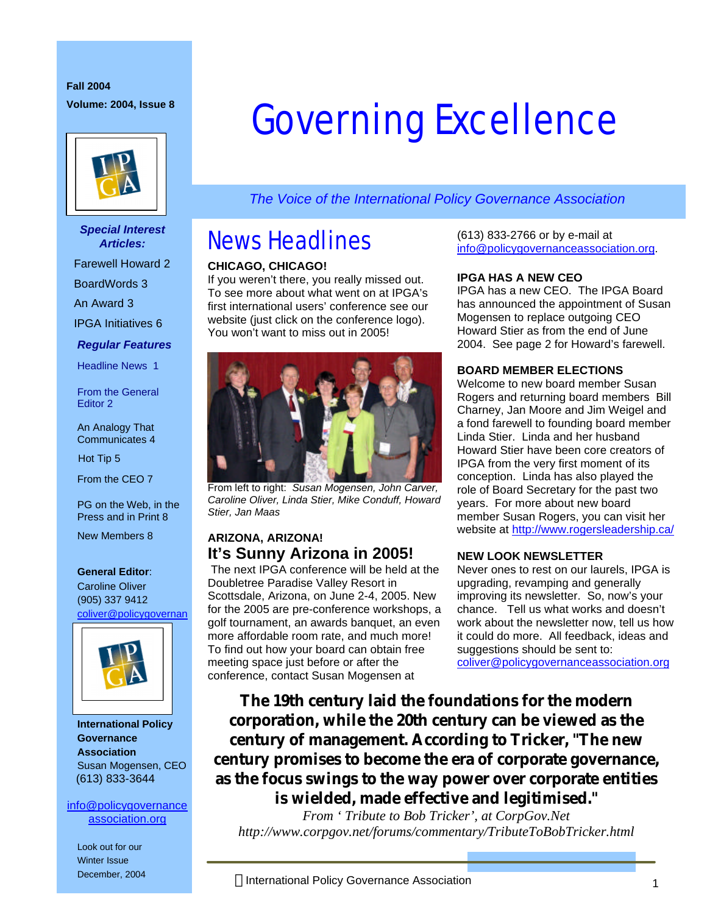Fall 2004

Volume: 2004, Issue 8

# Governing Excellence

*The Voice of the International Policy Governance Association*

***Special Interest Articles:***

- Farewell Howard 2
- BoardWords 3
- An Award 3
- IPGA Initiatives 6

***Regular Features***

- Headline News 1
- From the General Editor 2
- An Analogy That Communicates 4
- Hot Tip 5
- From the CEO 7
- PG on the Web, in the Press and in Print 8
- New Members 8

**General Editor**:
Caroline Oliver
(905) 337 9412
coliver@policygovernan

**International Policy Governance Association**
Susan Mogensen, CEO
(613) 833-3644

info@policygovernanceassociation.org

Look out for our Winter Issue December, 2004

## News Headlines

**CHICAGO, CHICAGO!**

If you weren't there, you really missed out. To see more about what went on at IPGA's first international users' conference see our website (just click on the conference logo). You won't want to miss out in 2005!

From left to right: *Susan Mogensen, John Carver, Caroline Oliver, Linda Stier, Mike Conduff, Howard Stier, Jan Maas*

**ARIZONA, ARIZONA!**

### It's Sunny Arizona in 2005!

The next IPGA conference will be held at the Doubletree Paradise Valley Resort in Scottsdale, Arizona, on June 2-4, 2005. New for the 2005 are pre-conference workshops, a golf tournament, an awards banquet, an even more affordable room rate, and much more! To find out how your board can obtain free meeting space just before or after the conference, contact Susan Mogensen at (613) 833-2766 or by e-mail at info@policygovernanceassociation.org.

**IPGA HAS A NEW CEO**

IPGA has a new CEO. The IPGA Board has announced the appointment of Susan Mogensen to replace outgoing CEO Howard Stier as from the end of June 2004. See page 2 for Howard's farewell.

**BOARD MEMBER ELECTIONS**

Welcome to new board member Susan Rogers and returning board members Bill Charney, Jan Moore and Jim Weigel and a fond farewell to founding board member Linda Stier. Linda and her husband Howard Stier have been core creators of IPGA from the very first moment of its conception. Linda has also played the role of Board Secretary for the past two years. For more about new board member Susan Rogers, you can visit her website at http://www.rogersleadership.ca/

**NEW LOOK NEWSLETTER**

Never ones to rest on our laurels, IPGA is upgrading, revamping and generally improving its newsletter. So, now's your chance. Tell us what works and doesn't work about the newsletter now, tell us how it could do more. All feedback, ideas and suggestions should be sent to: coliver@policygovernanceassociation.org

**The 19th century laid the foundations for the modern corporation, while the 20th century can be viewed as the century of management. According to Tricker, "The new century promises to become the era of corporate governance, as the focus swings to the way power over corporate entities is wielded, made effective and legitimised."**

*From ' Tribute to Bob Tricker', at CorpGov.Net*
*http://www.corpgov.net/forums/commentary/TributeToBobTricker.html*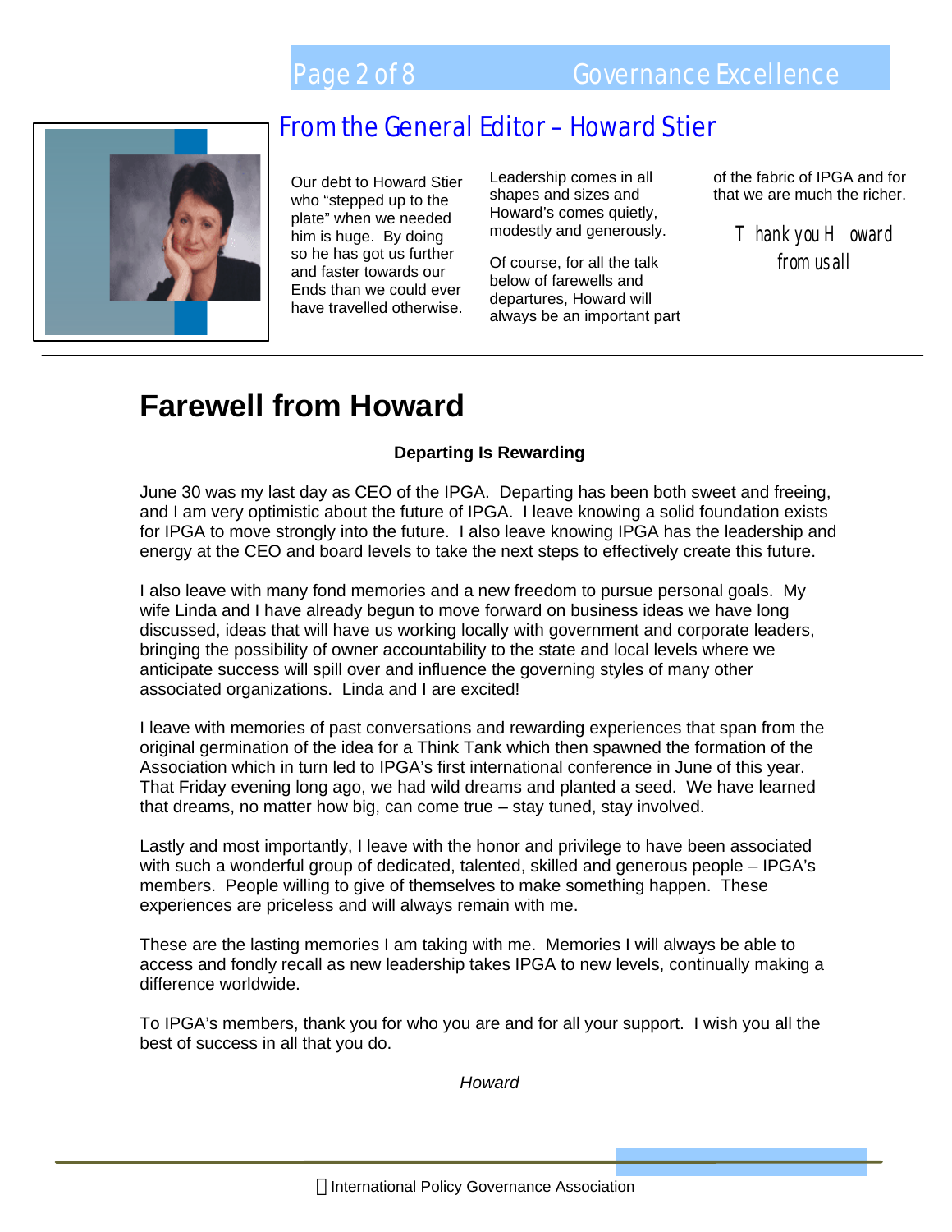## From the General Editor – Howard Stier

Our debt to Howard Stier who "stepped up to the plate" when we needed him is huge. By doing so he has got us further and faster towards our Ends than we could ever have travelled otherwise.

Leadership comes in all shapes and sizes and Howard's comes quietly, modestly and generously.

Of course, for all the talk below of farewells and departures, Howard will always be an important part of the fabric of IPGA and for that we are much the richer.

*Thank you Howard from us all*

# Farewell from Howard

**Departing Is Rewarding**

June 30 was my last day as CEO of the IPGA. Departing has been both sweet and freeing, and I am very optimistic about the future of IPGA. I leave knowing a solid foundation exists for IPGA to move strongly into the future. I also leave knowing IPGA has the leadership and energy at the CEO and board levels to take the next steps to effectively create this future.

I also leave with many fond memories and a new freedom to pursue personal goals. My wife Linda and I have already begun to move forward on business ideas we have long discussed, ideas that will have us working locally with government and corporate leaders, bringing the possibility of owner accountability to the state and local levels where we anticipate success will spill over and influence the governing styles of many other associated organizations. Linda and I are excited!

I leave with memories of past conversations and rewarding experiences that span from the original germination of the idea for a Think Tank which then spawned the formation of the Association which in turn led to IPGA's first international conference in June of this year. That Friday evening long ago, we had wild dreams and planted a seed. We have learned that dreams, no matter how big, can come true – stay tuned, stay involved.

Lastly and most importantly, I leave with the honor and privilege to have been associated with such a wonderful group of dedicated, talented, skilled and generous people – IPGA's members. People willing to give of themselves to make something happen. These experiences are priceless and will always remain with me.

These are the lasting memories I am taking with me. Memories I will always be able to access and fondly recall as new leadership takes IPGA to new levels, continually making a difference worldwide.

To IPGA's members, thank you for who you are and for all your support. I wish you all the best of success in all that you do.

*Howard*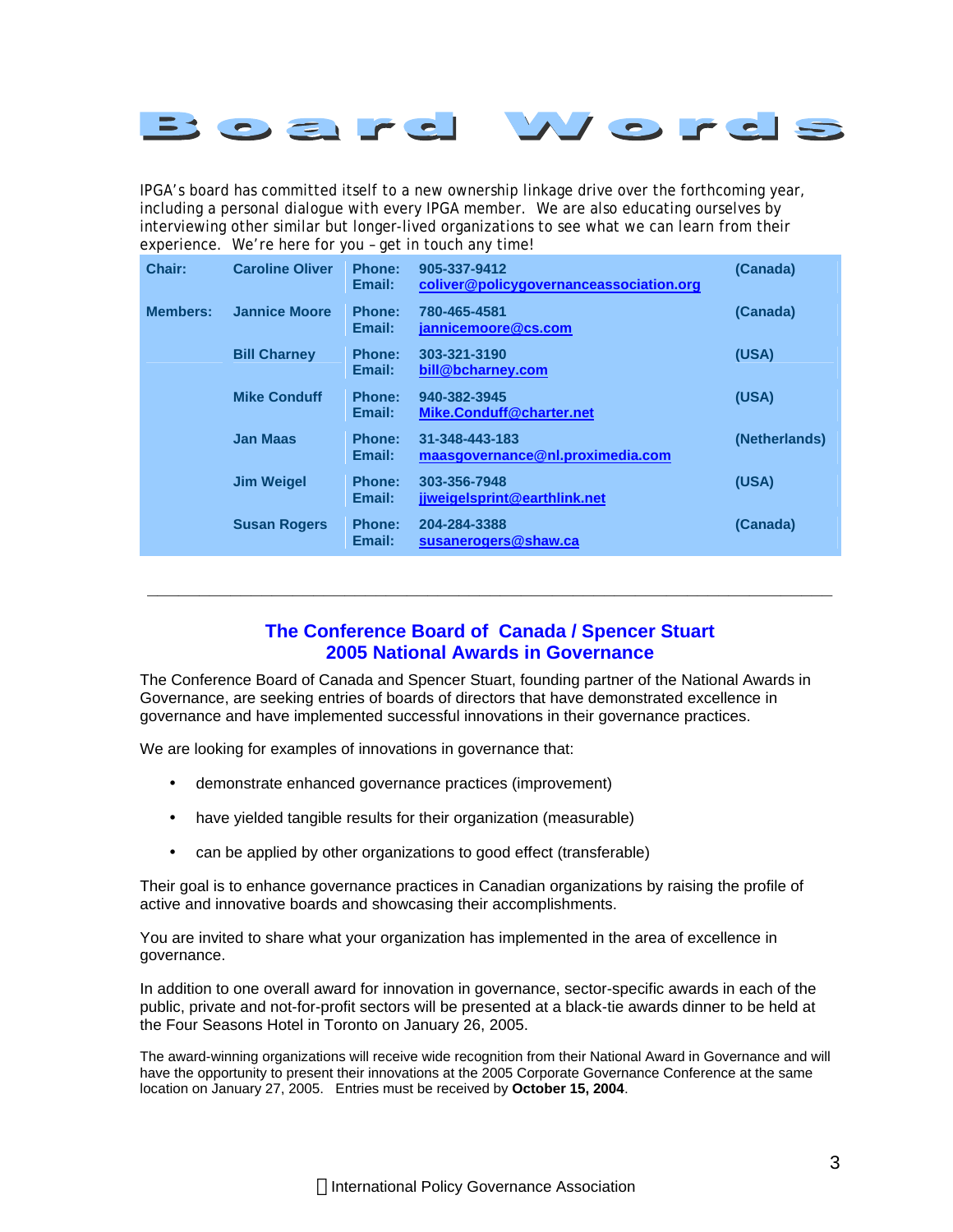# Board Words

IPGA's board has committed itself to a new ownership linkage drive over the forthcoming year, including a personal dialogue with every IPGA member. We are also educating ourselves by interviewing other similar but longer-lived organizations to see what we can learn from their experience. We're here for you – get in touch any time!

| | | | | |
|---|---|---|---|---|
| **Chair:** | **Caroline Oliver** | **Phone:**<br>**Email:** | **905-337-9412**<br>**coliver@policygovernanceassociation.org** | **(Canada)** |
| **Members:** | **Jannice Moore** | **Phone:**<br>**Email:** | **780-465-4581**<br>**jannicemoore@cs.com** | **(Canada)** |
| | **Bill Charney** | **Phone:**<br>**Email:** | **303-321-3190**<br>**bill@bcharney.com** | **(USA)** |
| | **Mike Conduff** | **Phone:**<br>**Email:** | **940-382-3945**<br>**Mike.Conduff@charter.net** | **(USA)** |
| | **Jan Maas** | **Phone:**<br>**Email:** | **31-348-443-183**<br>**maasgovernance@nl.proximedia.com** | **(Netherlands)** |
| | **Jim Weigel** | **Phone:**<br>**Email:** | **303-356-7948**<br>**jjweigelsprint@earthlink.net** | **(USA)** |
| | **Susan Rogers** | **Phone:**<br>**Email:** | **204-284-3388**<br>**susanerogers@shaw.ca** | **(Canada)** |

---

## The Conference Board of Canada / Spencer Stuart 2005 National Awards in Governance

The Conference Board of Canada and Spencer Stuart, founding partner of the National Awards in Governance, are seeking entries of boards of directors that have demonstrated excellence in governance and have implemented successful innovations in their governance practices.

We are looking for examples of innovations in governance that:

- demonstrate enhanced governance practices (improvement)
- have yielded tangible results for their organization (measurable)
- can be applied by other organizations to good effect (transferable)

Their goal is to enhance governance practices in Canadian organizations by raising the profile of active and innovative boards and showcasing their accomplishments.

You are invited to share what your organization has implemented in the area of excellence in governance.

In addition to one overall award for innovation in governance, sector-specific awards in each of the public, private and not-for-profit sectors will be presented at a black-tie awards dinner to be held at the Four Seasons Hotel in Toronto on January 26, 2005.

The award-winning organizations will receive wide recognition from their National Award in Governance and will have the opportunity to present their innovations at the 2005 Corporate Governance Conference at the same location on January 27, 2005. Entries must be received by **October 15, 2004**.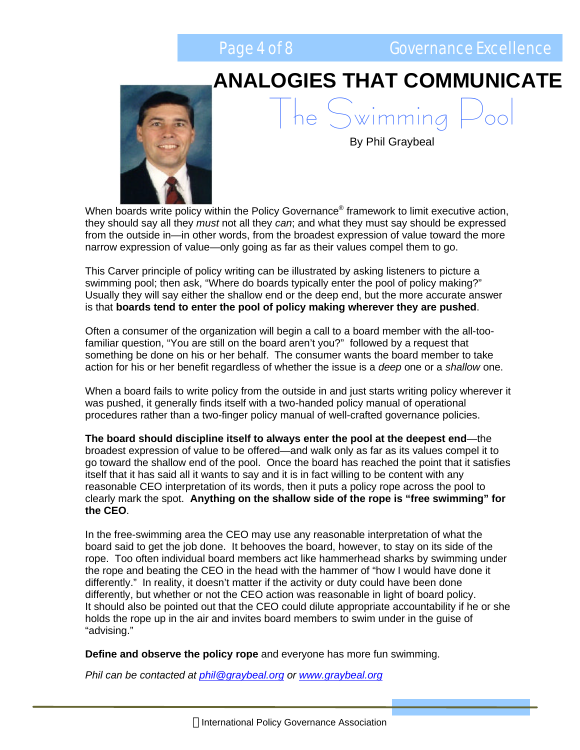# ANALOGIES THAT COMMUNICATE

## The Swimming Pool

By Phil Graybeal

When boards write policy within the Policy Governance® framework to limit executive action, they should say all they *must* not all they *can*; and what they must say should be expressed from the outside in—in other words, from the broadest expression of value toward the more narrow expression of value—only going as far as their values compel them to go.

This Carver principle of policy writing can be illustrated by asking listeners to picture a swimming pool; then ask, "Where do boards typically enter the pool of policy making?" Usually they will say either the shallow end or the deep end, but the more accurate answer is that **boards tend to enter the pool of policy making wherever they are pushed**.

Often a consumer of the organization will begin a call to a board member with the all-too-familiar question, "You are still on the board aren't you?" followed by a request that something be done on his or her behalf. The consumer wants the board member to take action for his or her benefit regardless of whether the issue is a *deep* one or a *shallow* one.

When a board fails to write policy from the outside in and just starts writing policy wherever it was pushed, it generally finds itself with a two-handed policy manual of operational procedures rather than a two-finger policy manual of well-crafted governance policies.

**The board should discipline itself to always enter the pool at the deepest end**—the broadest expression of value to be offered—and walk only as far as its values compel it to go toward the shallow end of the pool. Once the board has reached the point that it satisfies itself that it has said all it wants to say and it is in fact willing to be content with any reasonable CEO interpretation of its words, then it puts a policy rope across the pool to clearly mark the spot. **Anything on the shallow side of the rope is "free swimming" for the CEO**.

In the free-swimming area the CEO may use any reasonable interpretation of what the board said to get the job done. It behooves the board, however, to stay on its side of the rope. Too often individual board members act like hammerhead sharks by swimming under the rope and beating the CEO in the head with the hammer of "how I would have done it differently." In reality, it doesn't matter if the activity or duty could have been done differently, but whether or not the CEO action was reasonable in light of board policy. It should also be pointed out that the CEO could dilute appropriate accountability if he or she holds the rope up in the air and invites board members to swim under in the guise of "advising."

**Define and observe the policy rope** and everyone has more fun swimming.

*Phil can be contacted at [phil@graybeal.org](mailto:phil@graybeal.org) or [www.graybeal.org](http://www.graybeal.org)*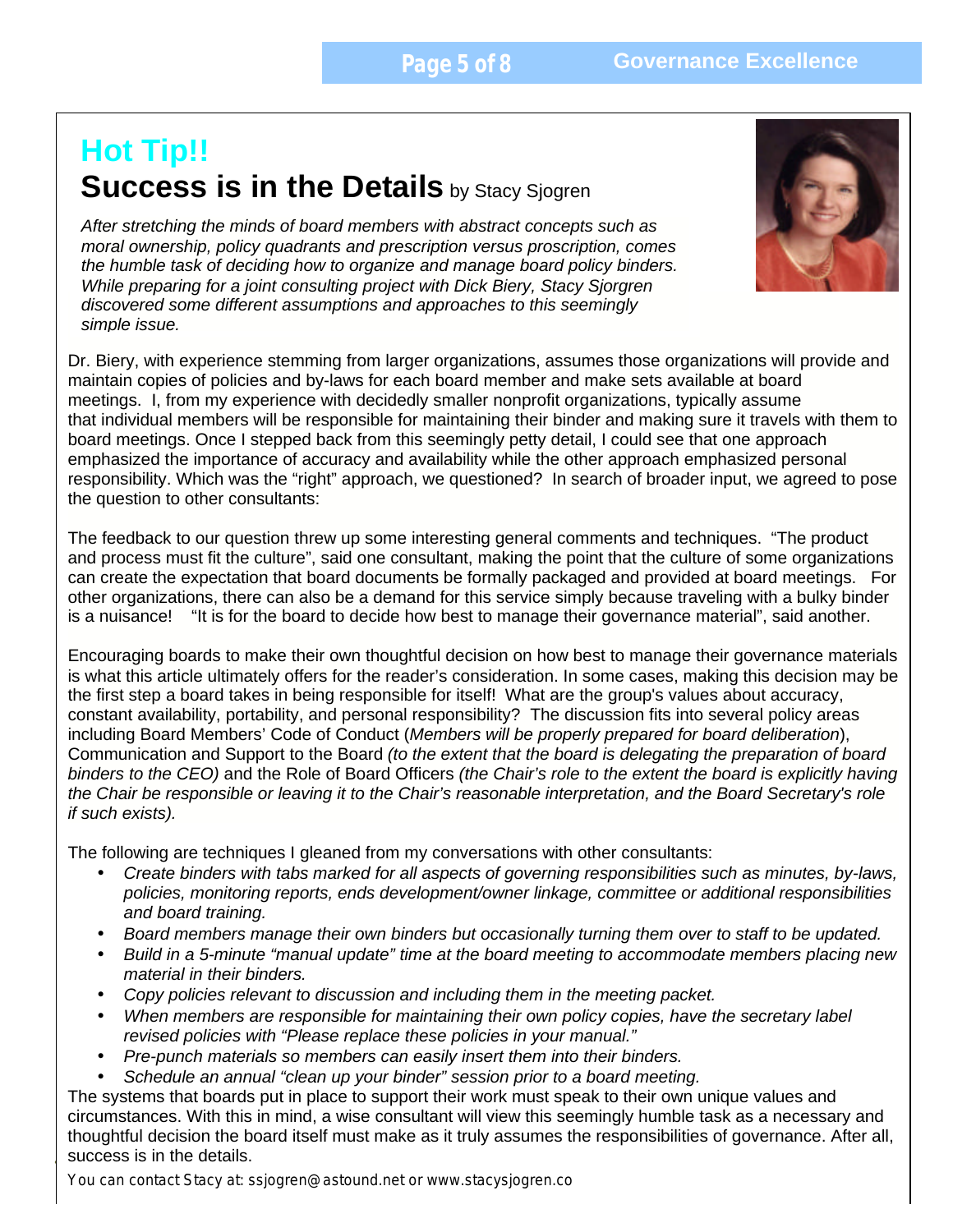## Hot Tip!!

# Success is in the Details by Stacy Sjogren

*After stretching the minds of board members with abstract concepts such as moral ownership, policy quadrants and prescription versus proscription, comes the humble task of deciding how to organize and manage board policy binders. While preparing for a joint consulting project with Dick Biery, Stacy Sjorgren discovered some different assumptions and approaches to this seemingly simple issue.*

Dr. Biery, with experience stemming from larger organizations, assumes those organizations will provide and maintain copies of policies and by-laws for each board member and make sets available at board meetings. I, from my experience with decidedly smaller nonprofit organizations, typically assume that individual members will be responsible for maintaining their binder and making sure it travels with them to board meetings. Once I stepped back from this seemingly petty detail, I could see that one approach emphasized the importance of accuracy and availability while the other approach emphasized personal responsibility. Which was the "right" approach, we questioned? In search of broader input, we agreed to pose the question to other consultants:

The feedback to our question threw up some interesting general comments and techniques. "The product and process must fit the culture", said one consultant, making the point that the culture of some organizations can create the expectation that board documents be formally packaged and provided at board meetings. For other organizations, there can also be a demand for this service simply because traveling with a bulky binder is a nuisance! "It is for the board to decide how best to manage their governance material", said another.

Encouraging boards to make their own thoughtful decision on how best to manage their governance materials is what this article ultimately offers for the reader's consideration. In some cases, making this decision may be the first step a board takes in being responsible for itself! What are the group's values about accuracy, constant availability, portability, and personal responsibility? The discussion fits into several policy areas including Board Members' Code of Conduct (*Members will be properly prepared for board deliberation*), Communication and Support to the Board *(to the extent that the board is delegating the preparation of board binders to the CEO)* and the Role of Board Officers *(the Chair's role to the extent the board is explicitly having the Chair be responsible or leaving it to the Chair's reasonable interpretation, and the Board Secretary's role if such exists).*

The following are techniques I gleaned from my conversations with other consultants:

- *Create binders with tabs marked for all aspects of governing responsibilities such as minutes, by-laws, policies, monitoring reports, ends development/owner linkage, committee or additional responsibilities and board training.*
- *Board members manage their own binders but occasionally turning them over to staff to be updated.*
- *Build in a 5-minute "manual update" time at the board meeting to accommodate members placing new material in their binders.*
- *Copy policies relevant to discussion and including them in the meeting packet.*
- *When members are responsible for maintaining their own policy copies, have the secretary label revised policies with "Please replace these policies in your manual."*
- *Pre-punch materials so members can easily insert them into their binders.*
- *Schedule an annual "clean up your binder" session prior to a board meeting.*

The systems that boards put in place to support their work must speak to their own unique values and circumstances. With this in mind, a wise consultant will view this seemingly humble task as a necessary and thoughtful decision the board itself must make as it truly assumes the responsibilities of governance. After all, success is in the details.

You can contact Stacy at: ssjogren@astound.net or www.stacysjogren.co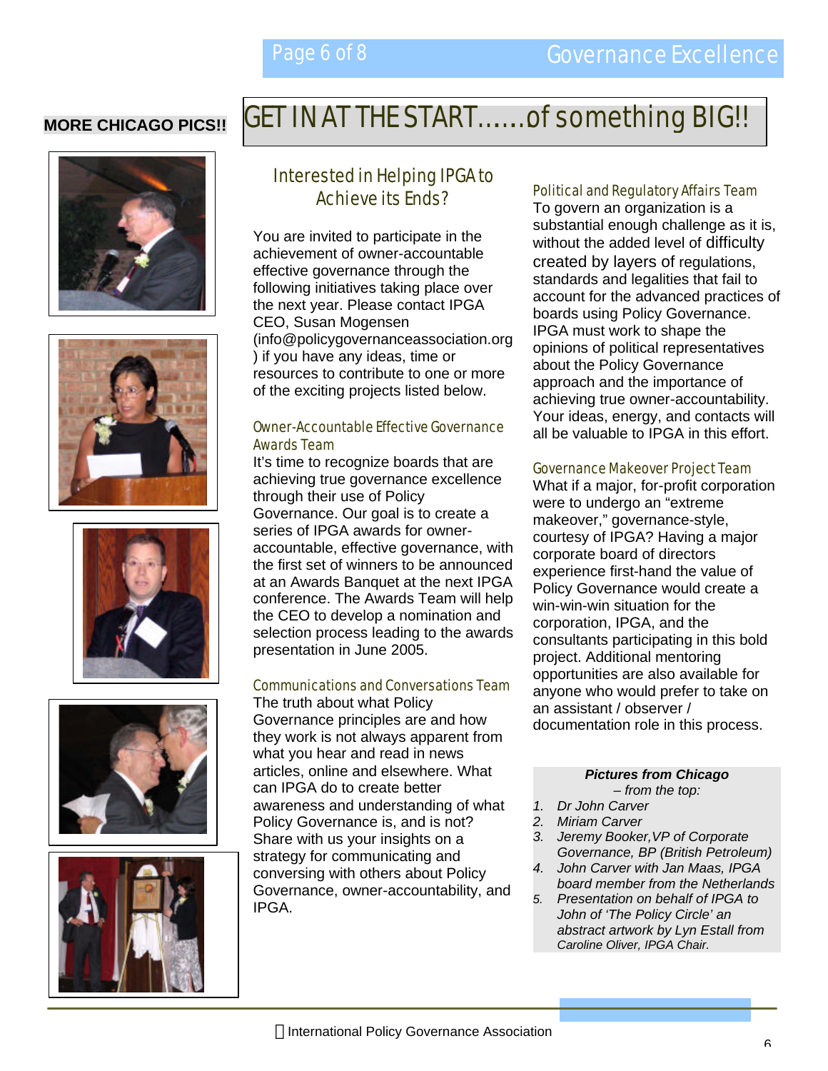**MORE CHICAGO PICS!!**

# GET IN AT THE START......of something BIG!!

## Interested in Helping IPGA to Achieve its Ends?

You are invited to participate in the achievement of owner-accountable effective governance through the following initiatives taking place over the next year. Please contact IPGA CEO, Susan Mogensen (info@policygovernanceassociation.org) if you have any ideas, time or resources to contribute to one or more of the exciting projects listed below.

### Owner-Accountable Effective Governance Awards Team

It's time to recognize boards that are achieving true governance excellence through their use of Policy Governance. Our goal is to create a series of IPGA awards for owner-accountable, effective governance, with the first set of winners to be announced at an Awards Banquet at the next IPGA conference. The Awards Team will help the CEO to develop a nomination and selection process leading to the awards presentation in June 2005.

### Communications and Conversations Team

The truth about what Policy Governance principles are and how they work is not always apparent from what you hear and read in news articles, online and elsewhere. What can IPGA do to create better awareness and understanding of what Policy Governance is, and is not? Share with us your insights on a strategy for communicating and conversing with others about Policy Governance, owner-accountability, and IPGA.

### Political and Regulatory Affairs Team

To govern an organization is a substantial enough challenge as it is, without the added level of difficulty created by layers of regulations, standards and legalities that fail to account for the advanced practices of boards using Policy Governance. IPGA must work to shape the opinions of political representatives about the Policy Governance approach and the importance of achieving true owner-accountability. Your ideas, energy, and contacts will all be valuable to IPGA in this effort.

### Governance Makeover Project Team

What if a major, for-profit corporation were to undergo an "extreme makeover," governance-style, courtesy of IPGA? Having a major corporate board of directors experience first-hand the value of Policy Governance would create a win-win-win situation for the corporation, IPGA, and the consultants participating in this bold project. Additional mentoring opportunities are also available for anyone who would prefer to take on an assistant / observer / documentation role in this process.

***Pictures from Chicago***
*– from the top:*

1. *Dr John Carver*
2. *Miriam Carver*
3. *Jeremy Booker,VP of Corporate Governance, BP (British Petroleum)*
4. *John Carver with Jan Maas, IPGA board member from the Netherlands*
5. *Presentation on behalf of IPGA to John of 'The Policy Circle' an abstract artwork by Lyn Estall from Caroline Oliver, IPGA Chair.*

International Policy Governance Association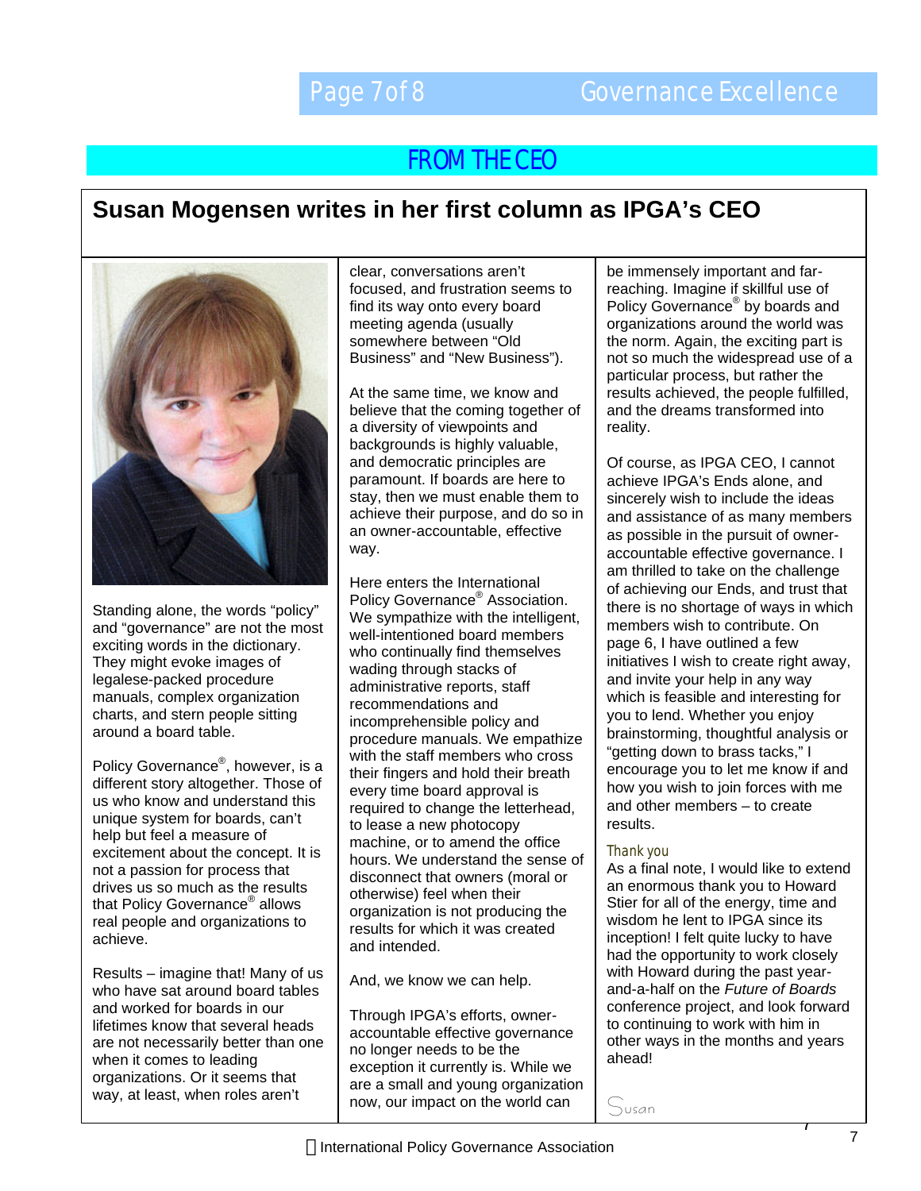## FROM THE CEO

# Susan Mogensen writes in her first column as IPGA's CEO

Standing alone, the words "policy" and "governance" are not the most exciting words in the dictionary. They might evoke images of legalese-packed procedure manuals, complex organization charts, and stern people sitting around a board table.

Policy Governance®, however, is a different story altogether. Those of us who know and understand this unique system for boards, can't help but feel a measure of excitement about the concept. It is not a passion for process that drives us so much as the results that Policy Governance® allows real people and organizations to achieve.

Results – imagine that! Many of us who have sat around board tables and worked for boards in our lifetimes know that several heads are not necessarily better than one when it comes to leading organizations. Or it seems that way, at least, when roles aren't clear, conversations aren't focused, and frustration seems to find its way onto every board meeting agenda (usually somewhere between "Old Business" and "New Business").

At the same time, we know and believe that the coming together of a diversity of viewpoints and backgrounds is highly valuable, and democratic principles are paramount. If boards are here to stay, then we must enable them to achieve their purpose, and do so in an owner-accountable, effective way.

Here enters the International Policy Governance® Association. We sympathize with the intelligent, well-intentioned board members who continually find themselves wading through stacks of administrative reports, staff recommendations and incomprehensible policy and procedure manuals. We empathize with the staff members who cross their fingers and hold their breath every time board approval is required to change the letterhead, to lease a new photocopy machine, or to amend the office hours. We understand the sense of disconnect that owners (moral or otherwise) feel when their organization is not producing the results for which it was created and intended.

And, we know we can help.

Through IPGA's efforts, owner-accountable effective governance no longer needs to be the exception it currently is. While we are a small and young organization now, our impact on the world can be immensely important and far-reaching. Imagine if skillful use of Policy Governance® by boards and organizations around the world was the norm. Again, the exciting part is not so much the widespread use of a particular process, but rather the results achieved, the people fulfilled, and the dreams transformed into reality.

Of course, as IPGA CEO, I cannot achieve IPGA's Ends alone, and sincerely wish to include the ideas and assistance of as many members as possible in the pursuit of owner-accountable effective governance. I am thrilled to take on the challenge of achieving our Ends, and trust that there is no shortage of ways in which members wish to contribute. On page 6, I have outlined a few initiatives I wish to create right away, and invite your help in any way which is feasible and interesting for you to lend. Whether you enjoy brainstorming, thoughtful analysis or "getting down to brass tacks," I encourage you to let me know if and how you wish to join forces with me and other members – to create results.

### Thank you

As a final note, I would like to extend an enormous thank you to Howard Stier for all of the energy, time and wisdom he lent to IPGA since its inception! I felt quite lucky to have had the opportunity to work closely with Howard during the past year-and-a-half on the *Future of Boards* conference project, and look forward to continuing to work with him in other ways in the months and years ahead!

Susan

International Policy Governance Association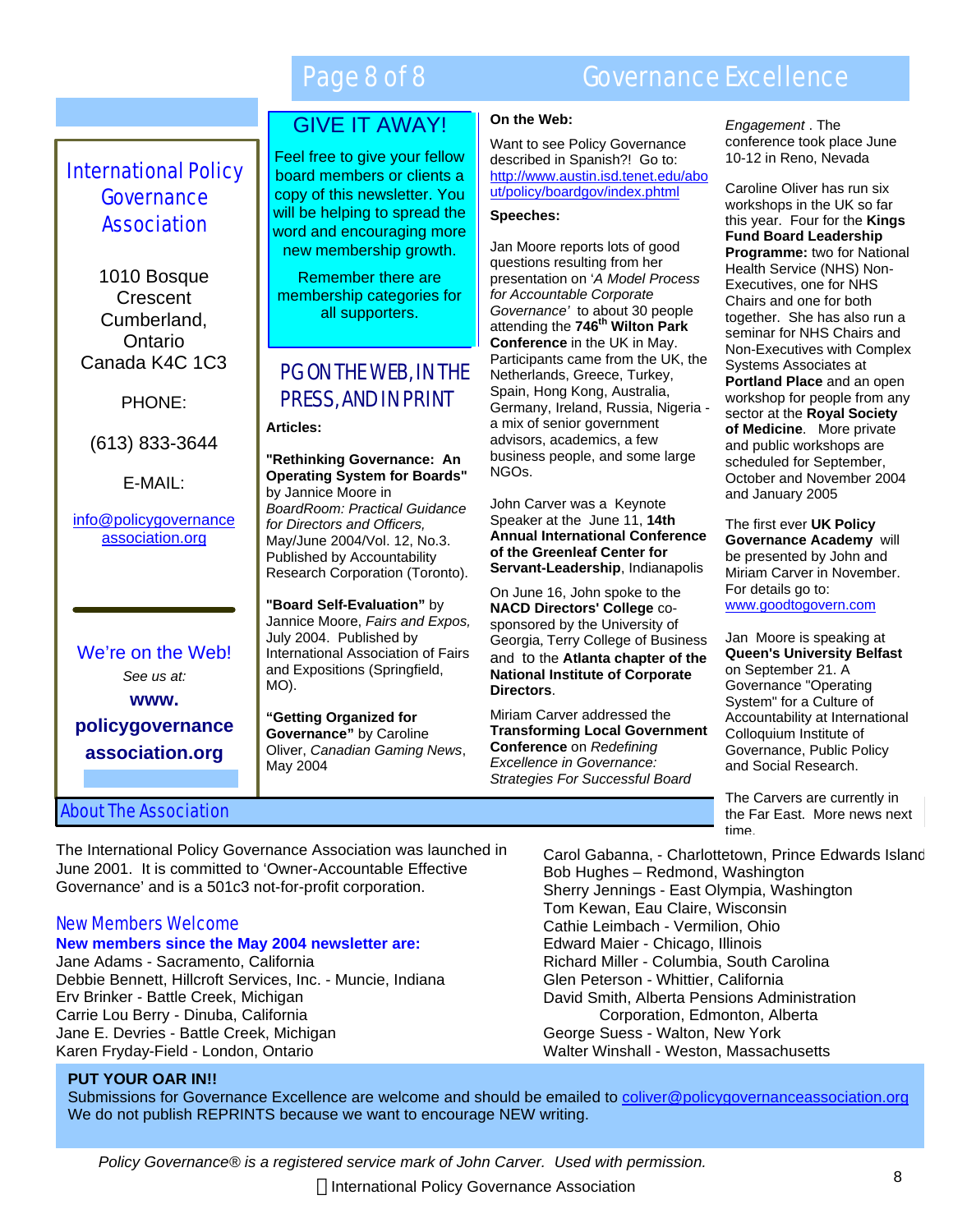## International Policy Governance Association

1010 Bosque Crescent
Cumberland, Ontario
Canada K4C 1C3

PHONE:

(613) 833-3644

E-MAIL:

info@policygovernanceassociation.org

We're on the Web!

*See us at:*

**www. policygovernanceassociation.org**

## GIVE IT AWAY!

Feel free to give your fellow board members or clients a copy of this newsletter. You will be helping to spread the word and encouraging more new membership growth.

Remember there are membership categories for all supporters.

## PG ON THE WEB, IN THE PRESS, AND IN PRINT

**Articles:**

**"Rethinking Governance: An Operating System for Boards"** by Jannice Moore in *BoardRoom: Practical Guidance for Directors and Officers,* May/June 2004/Vol. 12, No.3. Published by Accountability Research Corporation (Toronto).

**"Board Self-Evaluation"** by Jannice Moore, *Fairs and Expos,* July 2004. Published by International Association of Fairs and Expositions (Springfield, MO).

**"Getting Organized for Governance"** by Caroline Oliver, *Canadian Gaming News*, May 2004

**On the Web:**

Want to see Policy Governance described in Spanish?! Go to: http://www.austin.isd.tenet.edu/about/policy/boardgov/index.phtml

**Speeches:**

Jan Moore reports lots of good questions resulting from her presentation on '*A Model Process for Accountable Corporate Governance'* to about 30 people attending the **746th Wilton Park Conference** in the UK in May. Participants came from the UK, the Netherlands, Greece, Turkey, Spain, Hong Kong, Australia, Germany, Ireland, Russia, Nigeria - a mix of senior government advisors, academics, a few business people, and some large NGOs.

John Carver was a Keynote Speaker at the June 11, **14th Annual International Conference of the Greenleaf Center for Servant-Leadership**, Indianapolis

On June 16, John spoke to the **NACD Directors' College** co-sponsored by the University of Georgia, Terry College of Business and to the **Atlanta chapter of the National Institute of Corporate Directors**.

Miriam Carver addressed the **Transforming Local Government Conference** on *Redefining Excellence in Governance: Strategies For Successful Board Engagement*. The conference took place June 10-12 in Reno, Nevada

Caroline Oliver has run six workshops in the UK so far this year. Four for the **Kings Fund Board Leadership Programme:** two for National Health Service (NHS) Non-Executives, one for NHS Chairs and one for both together. She has also run a seminar for NHS Chairs and Non-Executives with Complex Systems Associates at **Portland Place** and an open workshop for people from any sector at the **Royal Society of Medicine**. More private and public workshops are scheduled for September, October and November 2004 and January 2005

The first ever **UK Policy Governance Academy** will be presented by John and Miriam Carver in November. For details go to: www.goodtogovern.com

Jan Moore is speaking at **Queen's University Belfast** on September 21. A Governance "Operating System" for a Culture of Accountability at International Colloquium Institute of Governance, Public Policy and Social Research.

The Carvers are currently in the Far East. More news next time.

## About The Association

The International Policy Governance Association was launched in June 2001. It is committed to 'Owner-Accountable Effective Governance' and is a 501c3 not-for-profit corporation.

## New Members Welcome

**New members since the May 2004 newsletter are:**

Jane Adams - Sacramento, California
Debbie Bennett, Hillcroft Services, Inc. - Muncie, Indiana
Erv Brinker - Battle Creek, Michigan
Carrie Lou Berry - Dinuba, California
Jane E. Devries - Battle Creek, Michigan
Karen Fryday-Field - London, Ontario
Carol Gabanna, - Charlottetown, Prince Edwards Island
Bob Hughes – Redmond, Washington
Sherry Jennings - East Olympia, Washington
Tom Kewan, Eau Claire, Wisconsin
Cathie Leimbach - Vermilion, Ohio
Edward Maier - Chicago, Illinois
Richard Miller - Columbia, South Carolina
Glen Peterson - Whittier, California
David Smith, Alberta Pensions Administration Corporation, Edmonton, Alberta
George Suess - Walton, New York
Walter Winshall - Weston, Massachusetts

**PUT YOUR OAR IN!!**

Submissions for Governance Excellence are welcome and should be emailed to coliver@policygovernanceassociation.org
We do not publish REPRINTS because we want to encourage NEW writing.

*Policy Governance® is a registered service mark of John Carver. Used with permission.*

© International Policy Governance Association